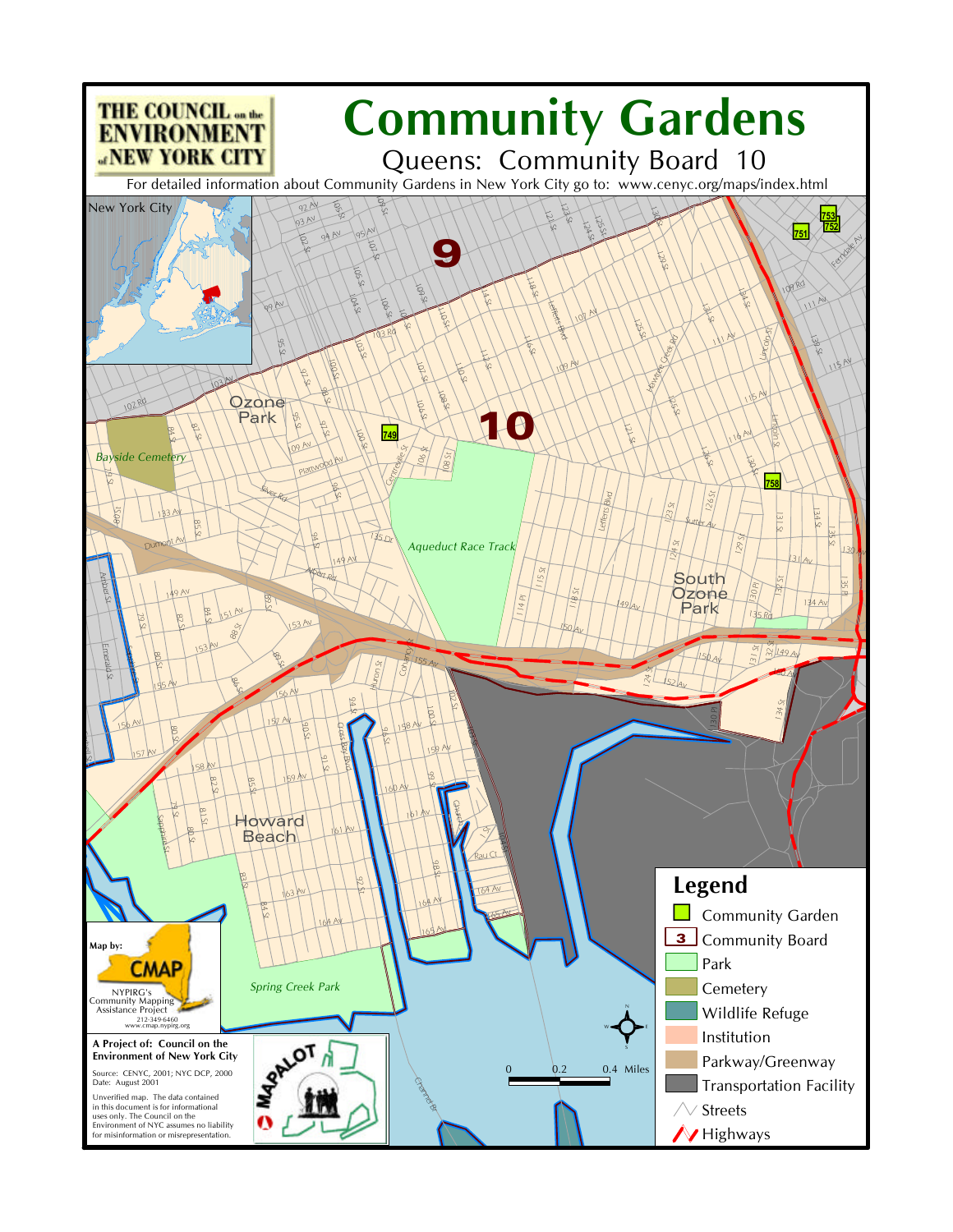# Community Gardens

## Queens: Community Board 10

THE COUNCIL on the ENVIRONMENT of NEW YORK CITY

For detailed information about Community Gardens in New York City go to: www.cenyc.org/maps/index.html

New York City

Ozone Park

South Ozone Park

Howard Beach

Aqueduct Race Track

Bayside Cemetery

Spring Creek Park

9

10

749 751 752 753 758

### Legend

- Community Garden
- 3 Community Board
- Park
- Cemetery
- Wildlife Refuge
- Institution
- Parkway/Greenway
- Transportation Facility
- Streets
- Highways

0 0.2 0.4 Miles

Map by: CMAP
NYPIRG's Community Mapping Assistance Project
212-349-6460
www.cmap.nypirg.org

**A Project of: Council on the Environment of New York City**

Source: CENYC, 2001; NYC DCP, 2000
Date: August 2001

Unverified map. The data contained in this document is for informational uses only. The Council on the Environment of NYC assumes no liability for misinformation or misrepresentation.

MAPALOT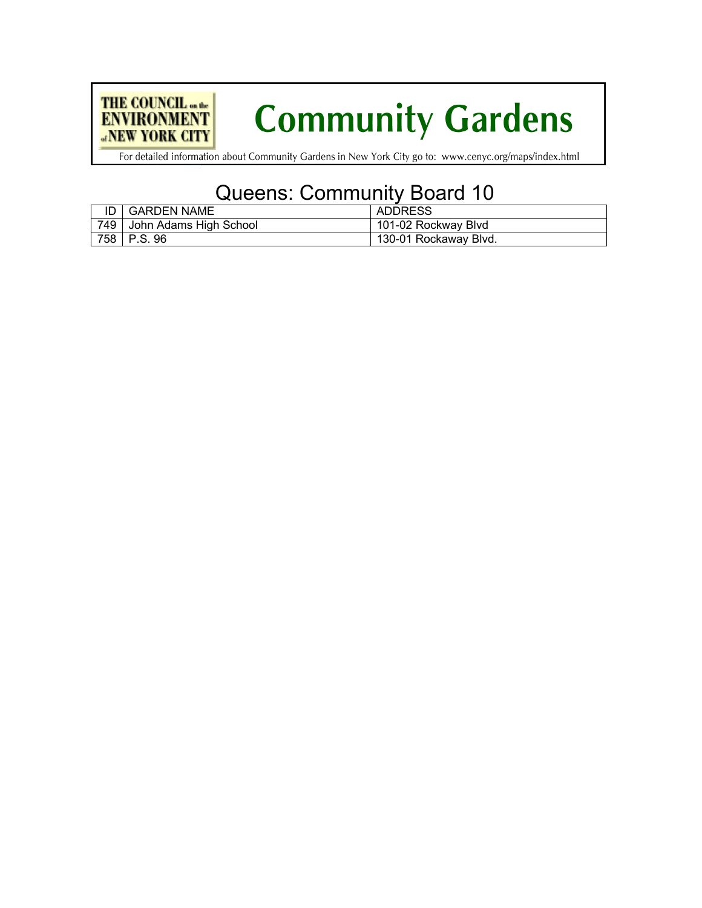THE COUNCIL on the ENVIRONMENT of NEW YORK CITY

# Community Gardens

For detailed information about Community Gardens in New York City go to: www.cenyc.org/maps/index.html

## Queens: Community Board 10

| ID | GARDEN NAME | ADDRESS |
|---|---|---|
| 749 | John Adams High School | 101-02 Rockway Blvd |
| 758 | P.S. 96 | 130-01 Rockaway Blvd. |